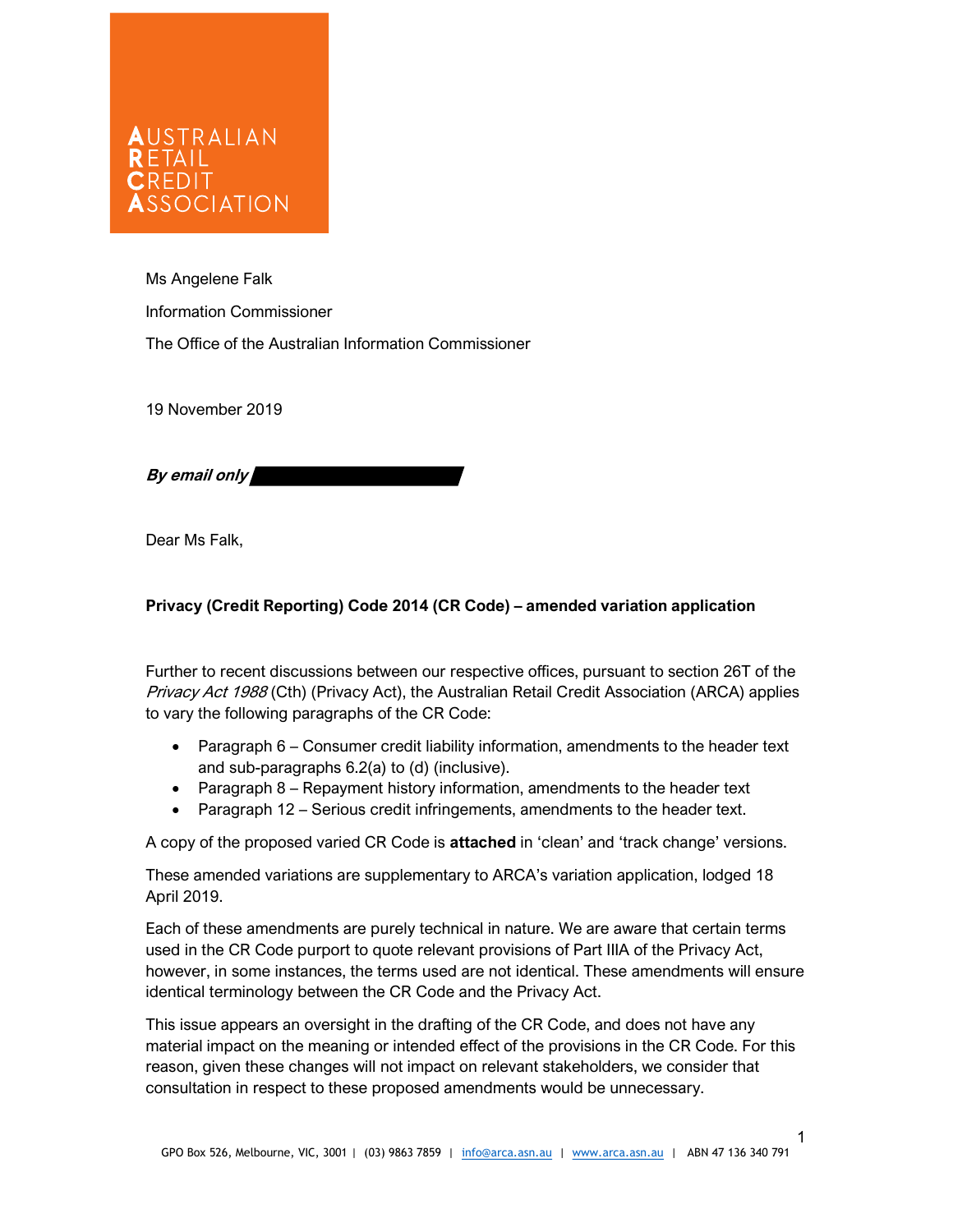AUSTRALIAN RETAIL CREDIT ASSOCIATION

Ms Angelene Falk

Information Commissioner

The Office of the Australian Information Commissioner

19 November 2019

***By email only***

Dear Ms Falk,

**Privacy (Credit Reporting) Code 2014 (CR Code) – amended variation application**

Further to recent discussions between our respective offices, pursuant to section 26T of the *Privacy Act 1988* (Cth) (Privacy Act), the Australian Retail Credit Association (ARCA) applies to vary the following paragraphs of the CR Code:

- Paragraph 6 – Consumer credit liability information, amendments to the header text and sub-paragraphs 6.2(a) to (d) (inclusive).
- Paragraph 8 – Repayment history information, amendments to the header text
- Paragraph 12 – Serious credit infringements, amendments to the header text.

A copy of the proposed varied CR Code is **attached** in 'clean' and 'track change' versions.

These amended variations are supplementary to ARCA's variation application, lodged 18 April 2019.

Each of these amendments are purely technical in nature. We are aware that certain terms used in the CR Code purport to quote relevant provisions of Part IIIA of the Privacy Act, however, in some instances, the terms used are not identical. These amendments will ensure identical terminology between the CR Code and the Privacy Act.

This issue appears an oversight in the drafting of the CR Code, and does not have any material impact on the meaning or intended effect of the provisions in the CR Code. For this reason, given these changes will not impact on relevant stakeholders, we consider that consultation in respect to these proposed amendments would be unnecessary.

GPO Box 526, Melbourne, VIC, 3001 | (03) 9863 7859 | info@arca.asn.au | www.arca.asn.au | ABN 47 136 340 791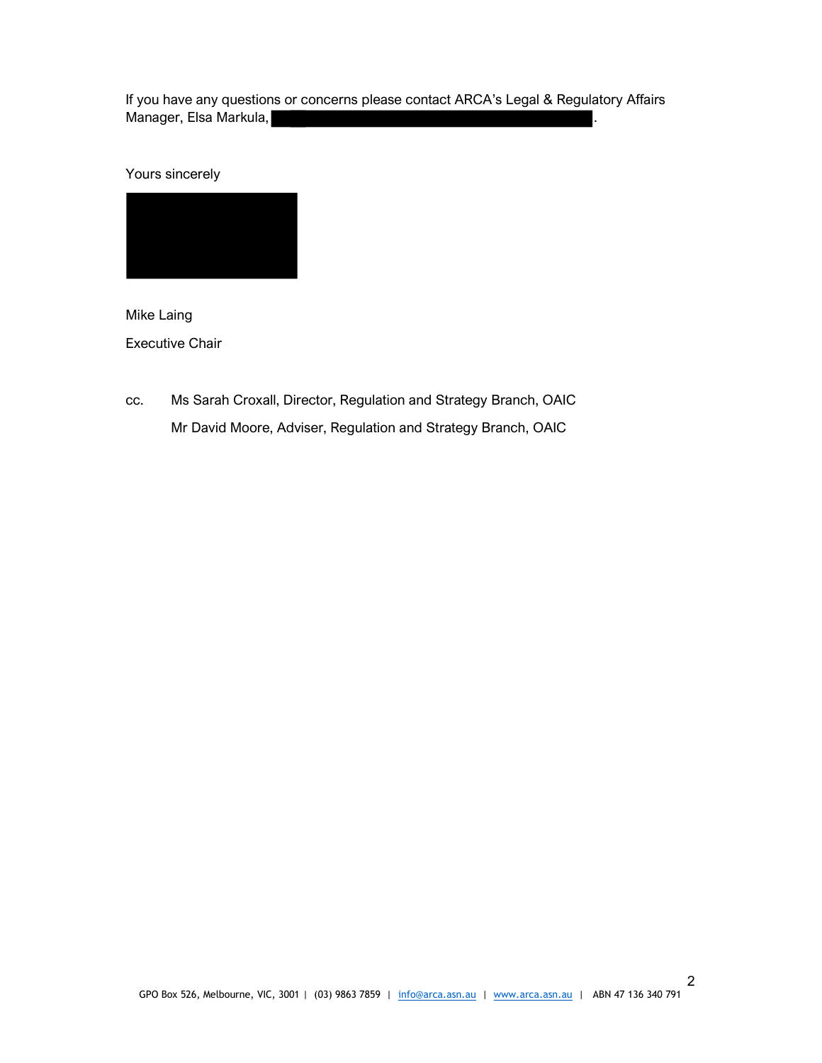If you have any questions or concerns please contact ARCA's Legal & Regulatory Affairs Manager, Elsa Markula, .

Yours sincerely

Mike Laing

Executive Chair

cc. Ms Sarah Croxall, Director, Regulation and Strategy Branch, OAIC

Mr David Moore, Adviser, Regulation and Strategy Branch, OAIC

GPO Box 526, Melbourne, VIC, 3001 | (03) 9863 7859 | info@arca.asn.au | www.arca.asn.au | ABN 47 136 340 791